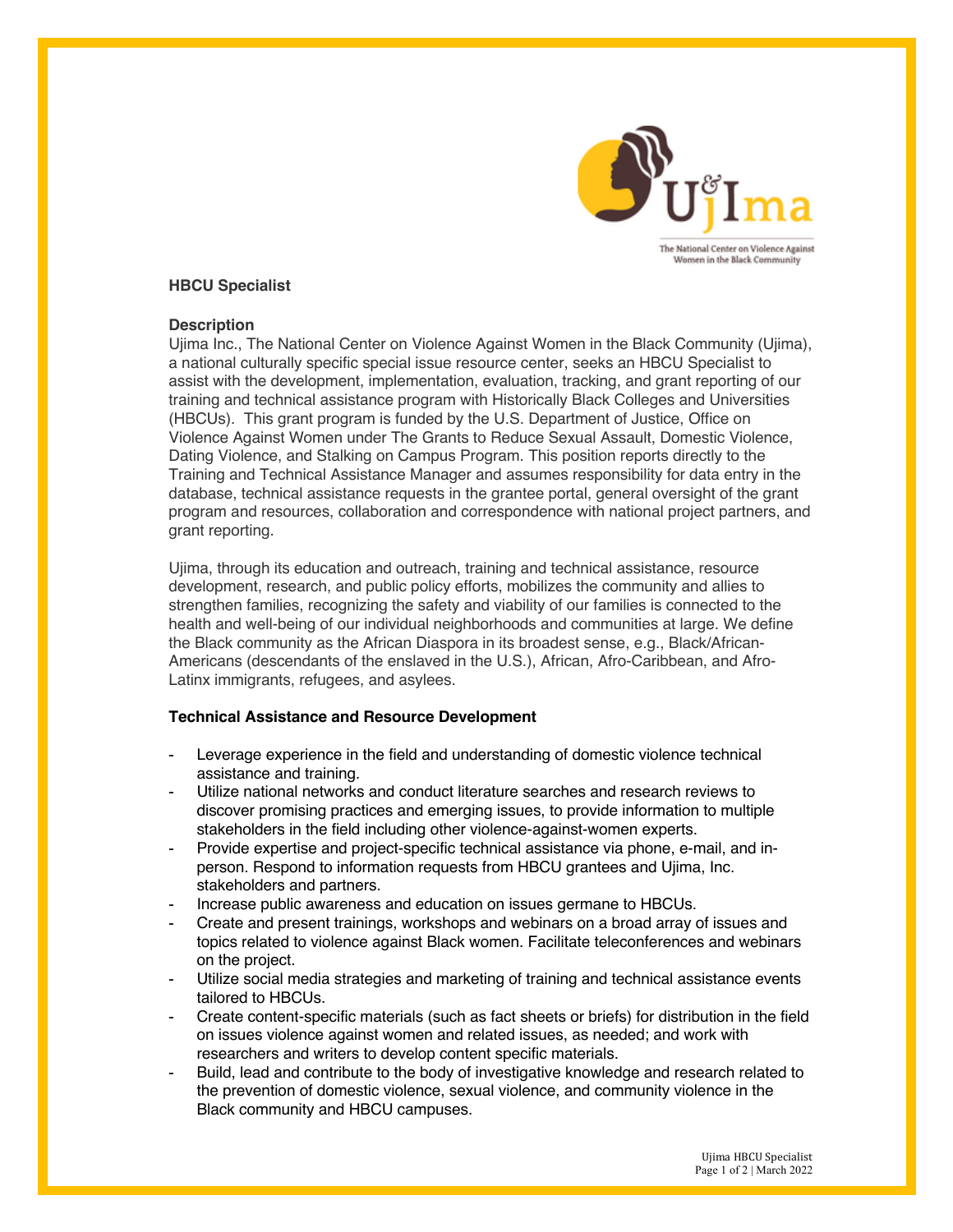## HBCU Specialist

### Description

Ujima Inc., The National Center on Violence Against Women in the Black Community (Ujima), a national culturally specific special issue resource center, seeks an HBCU Specialist to assist with the development, implementation, evaluation, tracking, and grant reporting of our training and technical assistance program with Historically Black Colleges and Universities (HBCUs). This grant program is funded by the U.S. Department of Justice, Office on Violence Against Women under The Grants to Reduce Sexual Assault, Domestic Violence, Dating Violence, and Stalking on Campus Program. This position reports directly to the Training and Technical Assistance Manager and assumes responsibility for data entry in the database, technical assistance requests in the grantee portal, general oversight of the grant program and resources, collaboration and correspondence with national project partners, and grant reporting.

Ujima, through its education and outreach, training and technical assistance, resource development, research, and public policy efforts, mobilizes the community and allies to strengthen families, recognizing the safety and viability of our families is connected to the health and well-being of our individual neighborhoods and communities at large. We define the Black community as the African Diaspora in its broadest sense, e.g., Black/African-Americans (descendants of the enslaved in the U.S.), African, Afro-Caribbean, and Afro-Latinx immigrants, refugees, and asylees.

### Technical Assistance and Resource Development

- Leverage experience in the field and understanding of domestic violence technical assistance and training.
- Utilize national networks and conduct literature searches and research reviews to discover promising practices and emerging issues, to provide information to multiple stakeholders in the field including other violence-against-women experts.
- Provide expertise and project-specific technical assistance via phone, e-mail, and in-person. Respond to information requests from HBCU grantees and Ujima, Inc. stakeholders and partners.
- Increase public awareness and education on issues germane to HBCUs.
- Create and present trainings, workshops and webinars on a broad array of issues and topics related to violence against Black women. Facilitate teleconferences and webinars on the project.
- Utilize social media strategies and marketing of training and technical assistance events tailored to HBCUs.
- Create content-specific materials (such as fact sheets or briefs) for distribution in the field on issues violence against women and related issues, as needed; and work with researchers and writers to develop content specific materials.
- Build, lead and contribute to the body of investigative knowledge and research related to the prevention of domestic violence, sexual violence, and community violence in the Black community and HBCU campuses.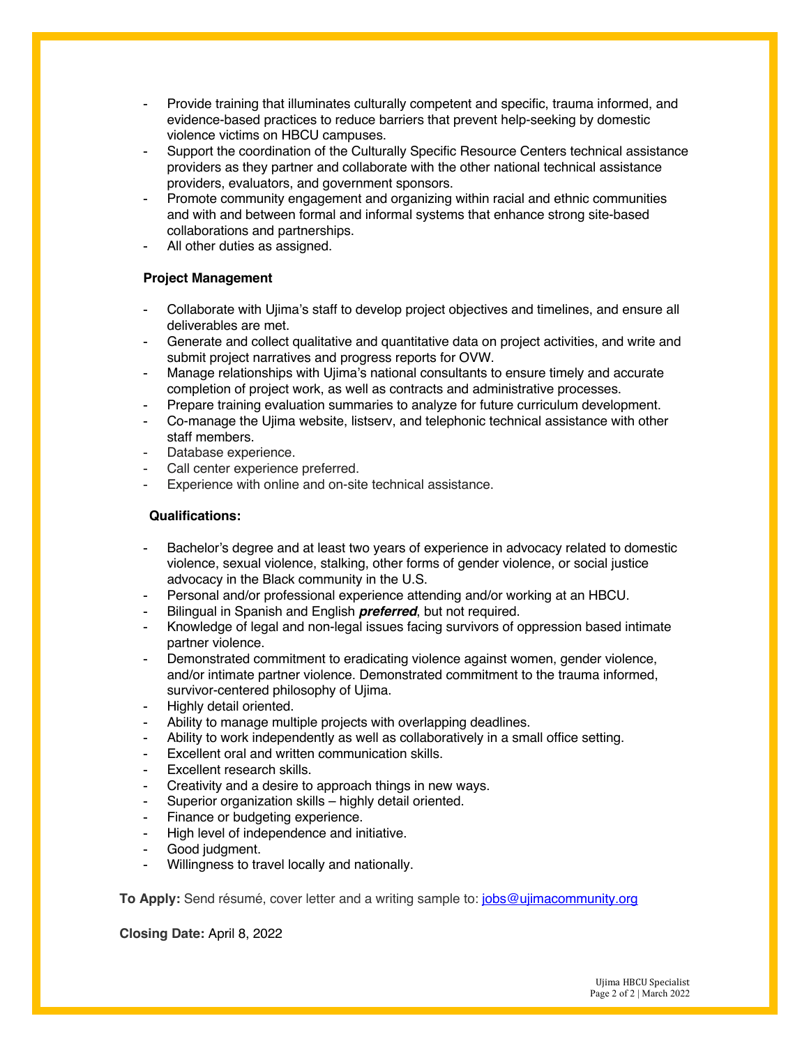- Provide training that illuminates culturally competent and specific, trauma informed, and evidence-based practices to reduce barriers that prevent help-seeking by domestic violence victims on HBCU campuses.
- Support the coordination of the Culturally Specific Resource Centers technical assistance providers as they partner and collaborate with the other national technical assistance providers, evaluators, and government sponsors.
- Promote community engagement and organizing within racial and ethnic communities and with and between formal and informal systems that enhance strong site-based collaborations and partnerships.
- All other duties as assigned.

**Project Management**

- Collaborate with Ujima's staff to develop project objectives and timelines, and ensure all deliverables are met.
- Generate and collect qualitative and quantitative data on project activities, and write and submit project narratives and progress reports for OVW.
- Manage relationships with Ujima's national consultants to ensure timely and accurate completion of project work, as well as contracts and administrative processes.
- Prepare training evaluation summaries to analyze for future curriculum development.
- Co-manage the Ujima website, listserv, and telephonic technical assistance with other staff members.
- Database experience.
- Call center experience preferred.
- Experience with online and on-site technical assistance.

**Qualifications:**

- Bachelor's degree and at least two years of experience in advocacy related to domestic violence, sexual violence, stalking, other forms of gender violence, or social justice advocacy in the Black community in the U.S.
- Personal and/or professional experience attending and/or working at an HBCU.
- Bilingual in Spanish and English ***preferred***, but not required.
- Knowledge of legal and non-legal issues facing survivors of oppression based intimate partner violence.
- Demonstrated commitment to eradicating violence against women, gender violence, and/or intimate partner violence. Demonstrated commitment to the trauma informed, survivor-centered philosophy of Ujima.
- Highly detail oriented.
- Ability to manage multiple projects with overlapping deadlines.
- Ability to work independently as well as collaboratively in a small office setting.
- Excellent oral and written communication skills.
- Excellent research skills.
- Creativity and a desire to approach things in new ways.
- Superior organization skills – highly detail oriented.
- Finance or budgeting experience.
- High level of independence and initiative.
- Good judgment.
- Willingness to travel locally and nationally.

**To Apply:** Send résumé, cover letter and a writing sample to: jobs@ujimacommunity.org

**Closing Date:** April 8, 2022